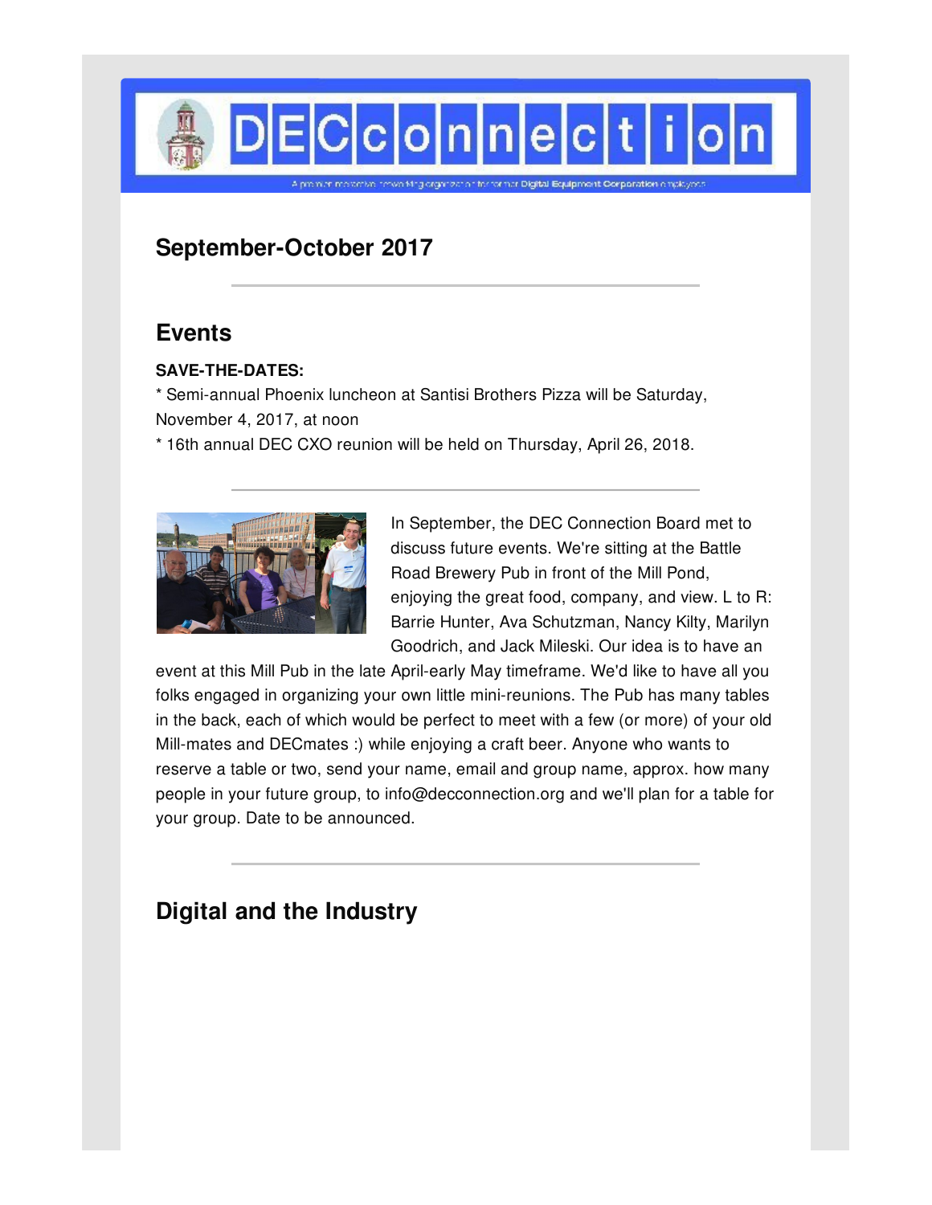# DECconnection

A premier nonprofit networking organization for former Digital Equipment Corporation employees

## September-October 2017

---

## Events

**SAVE-THE-DATES:**

* Semi-annual Phoenix luncheon at Santisi Brothers Pizza will be Saturday, November 4, 2017, at noon

* 16th annual DEC CXO reunion will be held on Thursday, April 26, 2018.

---

In September, the DEC Connection Board met to discuss future events. We're sitting at the Battle Road Brewery Pub in front of the Mill Pond, enjoying the great food, company, and view. L to R: Barrie Hunter, Ava Schutzman, Nancy Kilty, Marilyn Goodrich, and Jack Mileski. Our idea is to have an event at this Mill Pub in the late April-early May timeframe. We'd like to have all you folks engaged in organizing your own little mini-reunions. The Pub has many tables in the back, each of which would be perfect to meet with a few (or more) of your old Mill-mates and DECmates :) while enjoying a craft beer. Anyone who wants to reserve a table or two, send your name, email and group name, approx. how many people in your future group, to info@decconnection.org and we'll plan for a table for your group. Date to be announced.

---

## Digital and the Industry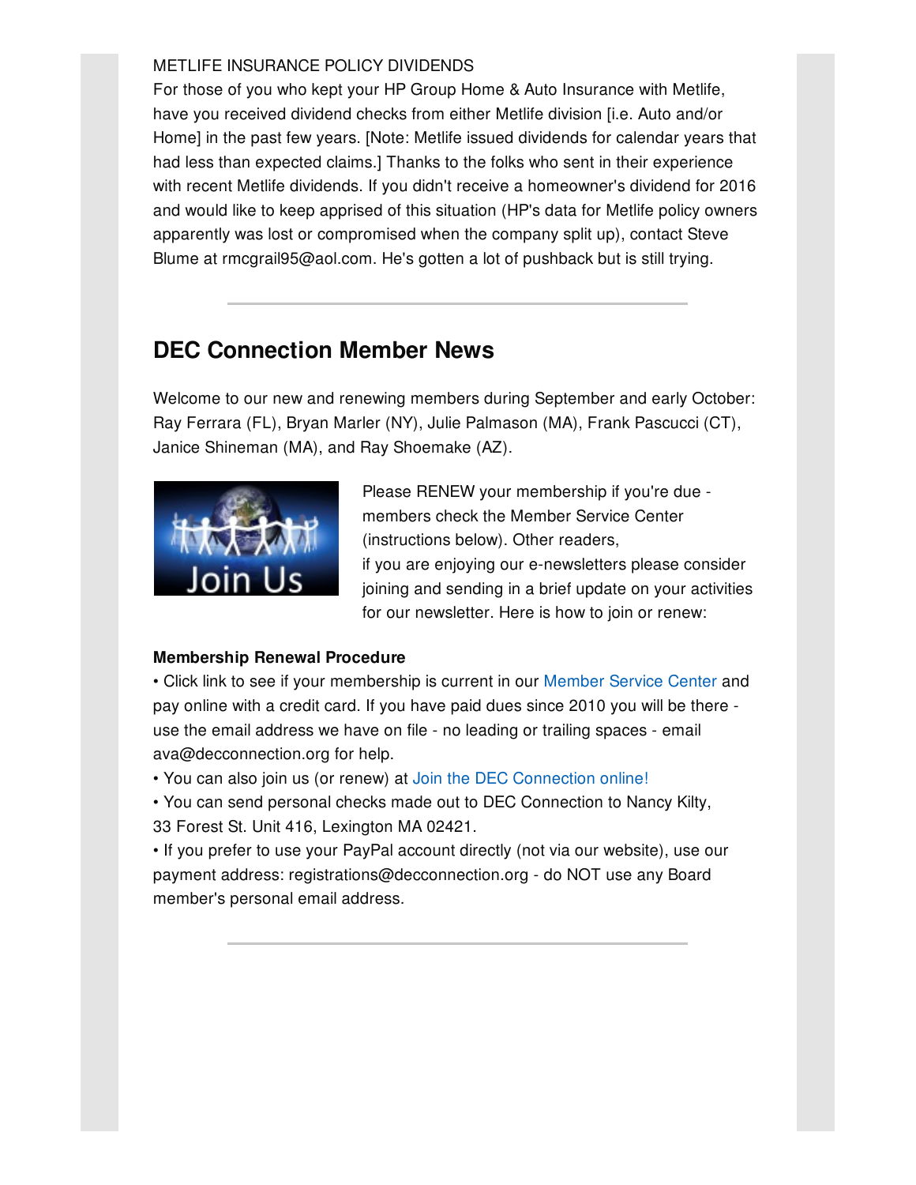METLIFE INSURANCE POLICY DIVIDENDS

For those of you who kept your HP Group Home & Auto Insurance with Metlife, have you received dividend checks from either Metlife division [i.e. Auto and/or Home] in the past few years. [Note: Metlife issued dividends for calendar years that had less than expected claims.] Thanks to the folks who sent in their experience with recent Metlife dividends. If you didn't receive a homeowner's dividend for 2016 and would like to keep apprised of this situation (HP's data for Metlife policy owners apparently was lost or compromised when the company split up), contact Steve Blume at rmcgrail95@aol.com. He's gotten a lot of pushback but is still trying.

---

## DEC Connection Member News

Welcome to our new and renewing members during September and early October: Ray Ferrara (FL), Bryan Marler (NY), Julie Palmason (MA), Frank Pascucci (CT), Janice Shineman (MA), and Ray Shoemake (AZ).

Please RENEW your membership if you're due - members check the Member Service Center (instructions below). Other readers, if you are enjoying our e-newsletters please consider joining and sending in a brief update on your activities for our newsletter. Here is how to join or renew:

**Membership Renewal Procedure**

- Click link to see if your membership is current in our Member Service Center and pay online with a credit card. If you have paid dues since 2010 you will be there - use the email address we have on file - no leading or trailing spaces - email ava@decconnection.org for help.
- You can also join us (or renew) at Join the DEC Connection online!
- You can send personal checks made out to DEC Connection to Nancy Kilty, 33 Forest St. Unit 416, Lexington MA 02421.
- If you prefer to use your PayPal account directly (not via our website), use our payment address: registrations@decconnection.org - do NOT use any Board member's personal email address.

---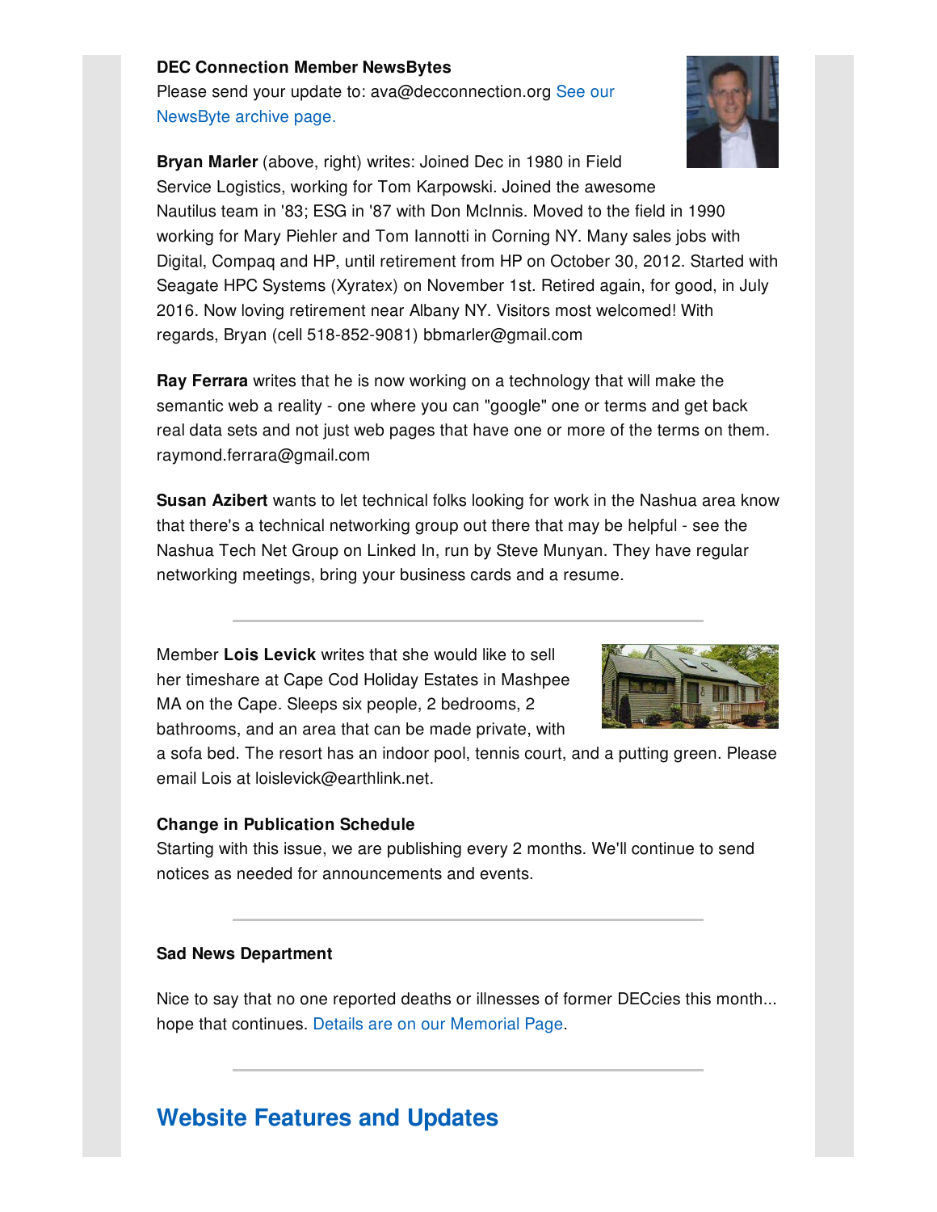**DEC Connection Member NewsBytes**

Please send your update to: ava@decconnection.org See our NewsByte archive page.

**Bryan Marler** (above, right) writes: Joined Dec in 1980 in Field Service Logistics, working for Tom Karpowski. Joined the awesome Nautilus team in '83; ESG in '87 with Don McInnis. Moved to the field in 1990 working for Mary Piehler and Tom Iannotti in Corning NY. Many sales jobs with Digital, Compaq and HP, until retirement from HP on October 30, 2012. Started with Seagate HPC Systems (Xyratex) on November 1st. Retired again, for good, in July 2016. Now loving retirement near Albany NY. Visitors most welcomed! With regards, Bryan (cell 518-852-9081) bbmarler@gmail.com

**Ray Ferrara** writes that he is now working on a technology that will make the semantic web a reality - one where you can "google" one or terms and get back real data sets and not just web pages that have one or more of the terms on them. raymond.ferrara@gmail.com

**Susan Azibert** wants to let technical folks looking for work in the Nashua area know that there's a technical networking group out there that may be helpful - see the Nashua Tech Net Group on Linked In, run by Steve Munyan. They have regular networking meetings, bring your business cards and a resume.

---

Member **Lois Levick** writes that she would like to sell her timeshare at Cape Cod Holiday Estates in Mashpee MA on the Cape. Sleeps six people, 2 bedrooms, 2 bathrooms, and an area that can be made private, with a sofa bed. The resort has an indoor pool, tennis court, and a putting green. Please email Lois at loislevick@earthlink.net.

**Change in Publication Schedule**

Starting with this issue, we are publishing every 2 months. We'll continue to send notices as needed for announcements and events.

---

**Sad News Department**

Nice to say that no one reported deaths or illnesses of former DECcies this month... hope that continues. Details are on our Memorial Page.

---

## Website Features and Updates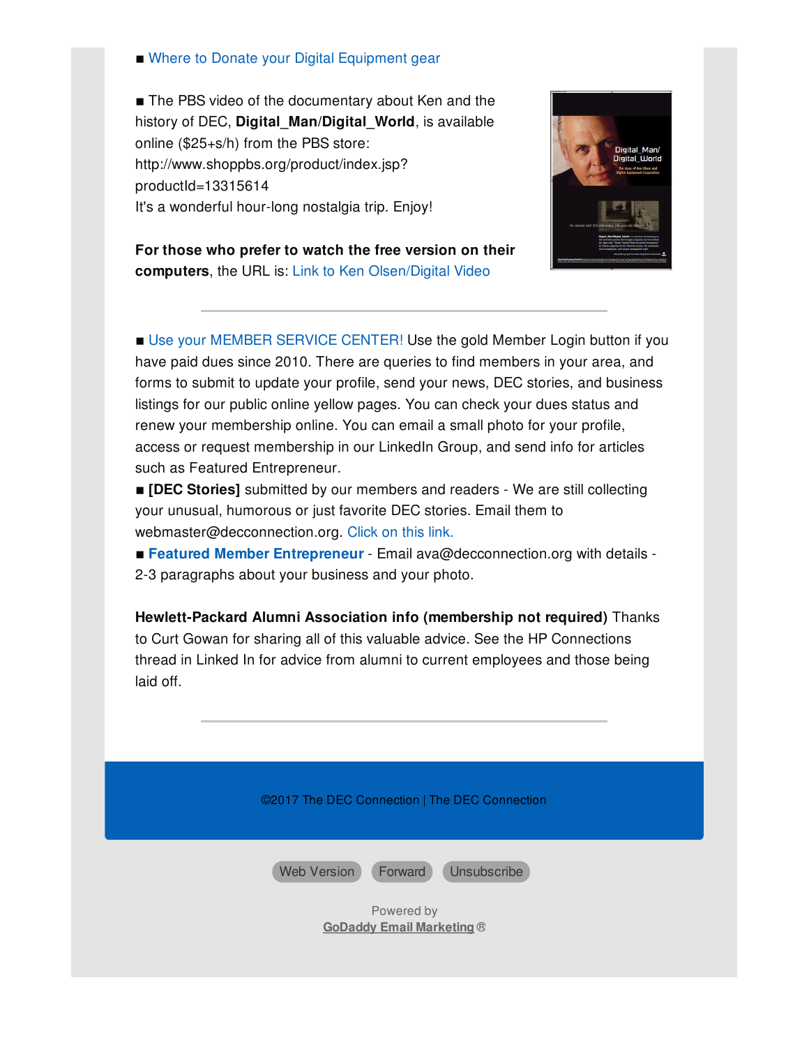■ Where to Donate your Digital Equipment gear

■ The PBS video of the documentary about Ken and the history of DEC, **Digital_Man/Digital_World**, is available online ($25+s/h) from the PBS store: http://www.shoppbs.org/product/index.jsp?productId=13315614
It's a wonderful hour-long nostalgia trip. Enjoy!

**For those who prefer to watch the free version on their computers**, the URL is: Link to Ken Olsen/Digital Video

---

■ Use your MEMBER SERVICE CENTER! Use the gold Member Login button if you have paid dues since 2010. There are queries to find members in your area, and forms to submit to update your profile, send your news, DEC stories, and business listings for our public online yellow pages. You can check your dues status and renew your membership online. You can email a small photo for your profile, access or request membership in our LinkedIn Group, and send info for articles such as Featured Entrepreneur.
■ **[DEC Stories]** submitted by our members and readers - We are still collecting your unusual, humorous or just favorite DEC stories. Email them to webmaster@decconnection.org. Click on this link.
■ **Featured Member Entrepreneur** - Email ava@decconnection.org with details - 2-3 paragraphs about your business and your photo.

**Hewlett-Packard Alumni Association info (membership not required)** Thanks to Curt Gowan for sharing all of this valuable advice. See the HP Connections thread in Linked In for advice from alumni to current employees and those being laid off.

---

©2017 The DEC Connection | The DEC Connection

Web Version Forward Unsubscribe

Powered by
GoDaddy Email Marketing ®